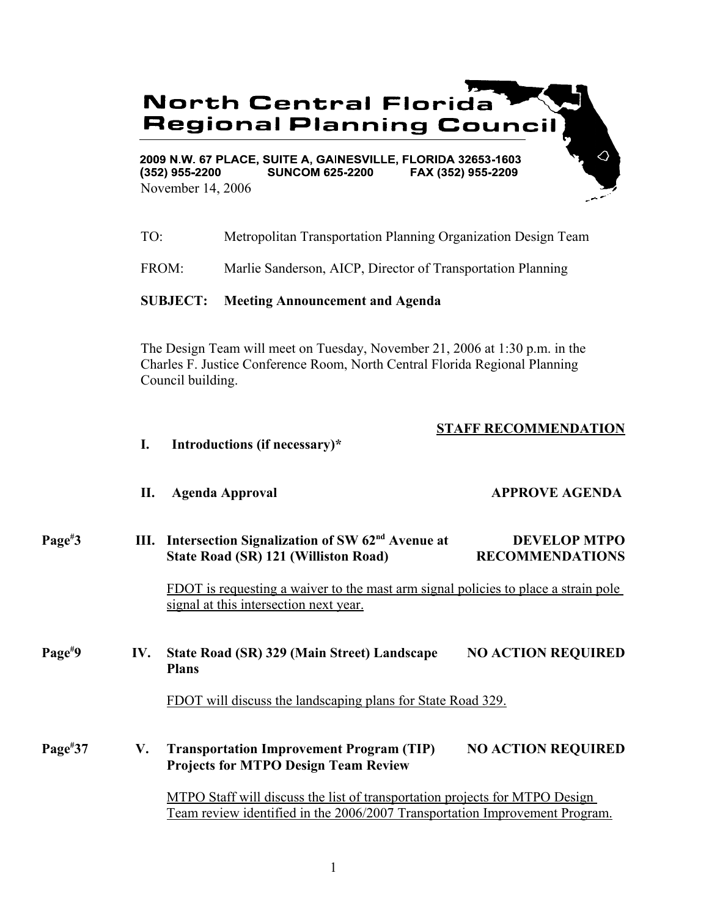# North Central Florida Regional Planning Council

**2009 N.W. 67 PLACE, SUITE A, GAINESVILLE, FLORIDA 32653-1603**
**(352) 955-2200 SUNCOM 625-2200 FAX (352) 955-2209**

November 14, 2006

TO: Metropolitan Transportation Planning Organization Design Team

FROM: Marlie Sanderson, AICP, Director of Transportation Planning

**SUBJECT: Meeting Announcement and Agenda**

The Design Team will meet on Tuesday, November 21, 2006 at 1:30 p.m. in the Charles F. Justice Conference Room, North Central Florida Regional Planning Council building.

**STAFF RECOMMENDATION**

**I. Introductions (if necessary)***

**II. Agenda Approval** — **APPROVE AGENDA**

Page#3 **III. Intersection Signalization of SW 62nd Avenue at State Road (SR) 121 (Williston Road)** — **DEVELOP MTPO RECOMMENDATIONS**

FDOT is requesting a waiver to the mast arm signal policies to place a strain pole signal at this intersection next year.

Page#9 **IV. State Road (SR) 329 (Main Street) Landscape Plans** — **NO ACTION REQUIRED**

FDOT will discuss the landscaping plans for State Road 329.

Page#37 **V. Transportation Improvement Program (TIP) Projects for MTPO Design Team Review** — **NO ACTION REQUIRED**

MTPO Staff will discuss the list of transportation projects for MTPO Design Team review identified in the 2006/2007 Transportation Improvement Program.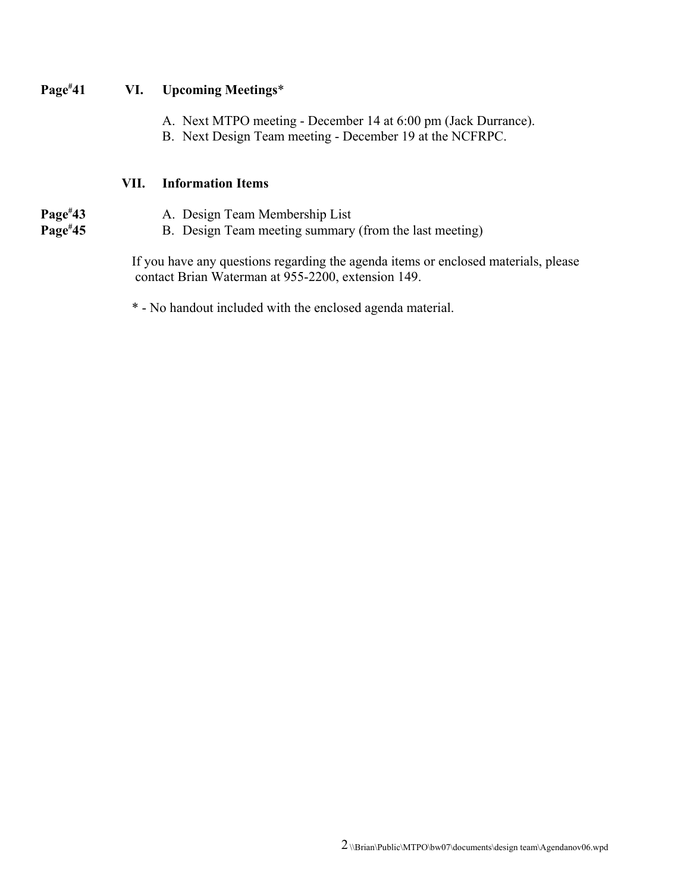**Page[#]41** **VI. Upcoming Meetings***

A. Next MTPO meeting - December 14 at 6:00 pm (Jack Durrance).
B. Next Design Team meeting - December 19 at the NCFRPC.

**VII. Information Items**

**Page[#]43** A. Design Team Membership List
**Page[#]45** B. Design Team meeting summary (from the last meeting)

If you have any questions regarding the agenda items or enclosed materials, please contact Brian Waterman at 955-2200, extension 149.

* - No handout included with the enclosed agenda material.

\\Brian\Public\MTPO\bw07\documents\design team\Agendanov06.wpd